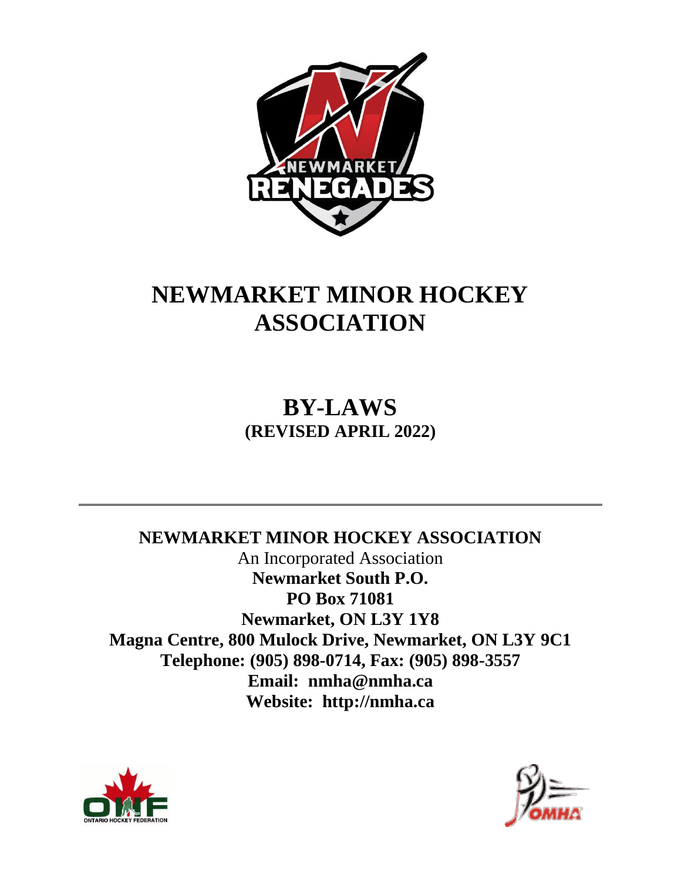# NEWMARKET MINOR HOCKEY ASSOCIATION

## BY-LAWS

**(REVISED APRIL 2022)**

---

**NEWMARKET MINOR HOCKEY ASSOCIATION**

An Incorporated Association

**Newmarket South P.O.**

**PO Box 71081**

**Newmarket, ON L3Y 1Y8**

**Magna Centre, 800 Mulock Drive, Newmarket, ON L3Y 9C1**

**Telephone: (905) 898-0714, Fax: (905) 898-3557**

**Email: nmha@nmha.ca**

**Website: http://nmha.ca**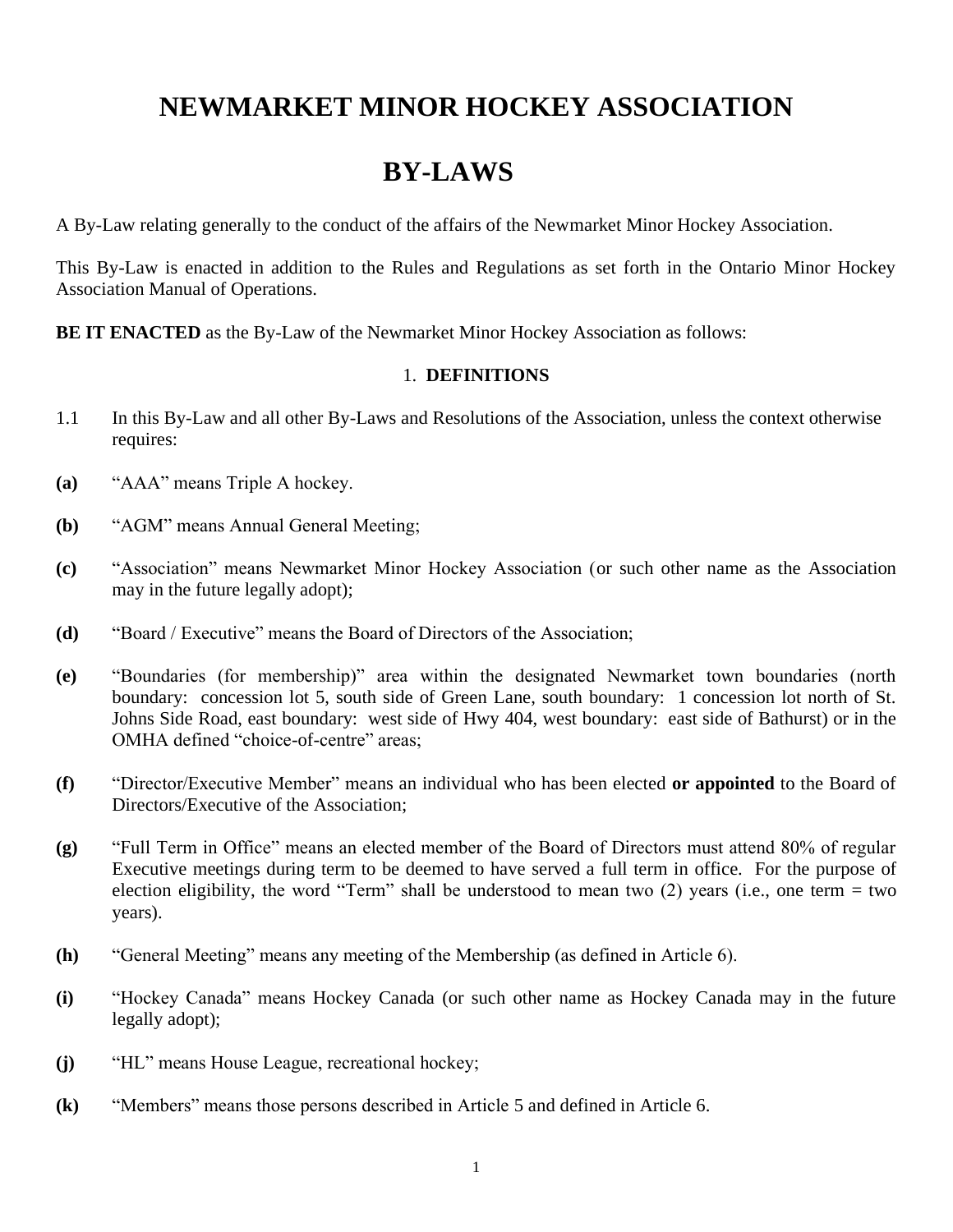# NEWMARKET MINOR HOCKEY ASSOCIATION

# BY-LAWS

A By-Law relating generally to the conduct of the affairs of the Newmarket Minor Hockey Association.

This By-Law is enacted in addition to the Rules and Regulations as set forth in the Ontario Minor Hockey Association Manual of Operations.

**BE IT ENACTED** as the By-Law of the Newmarket Minor Hockey Association as follows:

## 1. DEFINITIONS

1.1 In this By-Law and all other By-Laws and Resolutions of the Association, unless the context otherwise requires:

**(a)** "AAA" means Triple A hockey.

**(b)** "AGM" means Annual General Meeting;

**(c)** "Association" means Newmarket Minor Hockey Association (or such other name as the Association may in the future legally adopt);

**(d)** "Board / Executive" means the Board of Directors of the Association;

**(e)** "Boundaries (for membership)" area within the designated Newmarket town boundaries (north boundary: concession lot 5, south side of Green Lane, south boundary: 1 concession lot north of St. Johns Side Road, east boundary: west side of Hwy 404, west boundary: east side of Bathurst) or in the OMHA defined "choice-of-centre" areas;

**(f)** "Director/Executive Member" means an individual who has been elected **or appointed** to the Board of Directors/Executive of the Association;

**(g)** "Full Term in Office" means an elected member of the Board of Directors must attend 80% of regular Executive meetings during term to be deemed to have served a full term in office. For the purpose of election eligibility, the word "Term" shall be understood to mean two (2) years (i.e., one term = two years).

**(h)** "General Meeting" means any meeting of the Membership (as defined in Article 6).

**(i)** "Hockey Canada" means Hockey Canada (or such other name as Hockey Canada may in the future legally adopt);

**(j)** "HL" means House League, recreational hockey;

**(k)** "Members" means those persons described in Article 5 and defined in Article 6.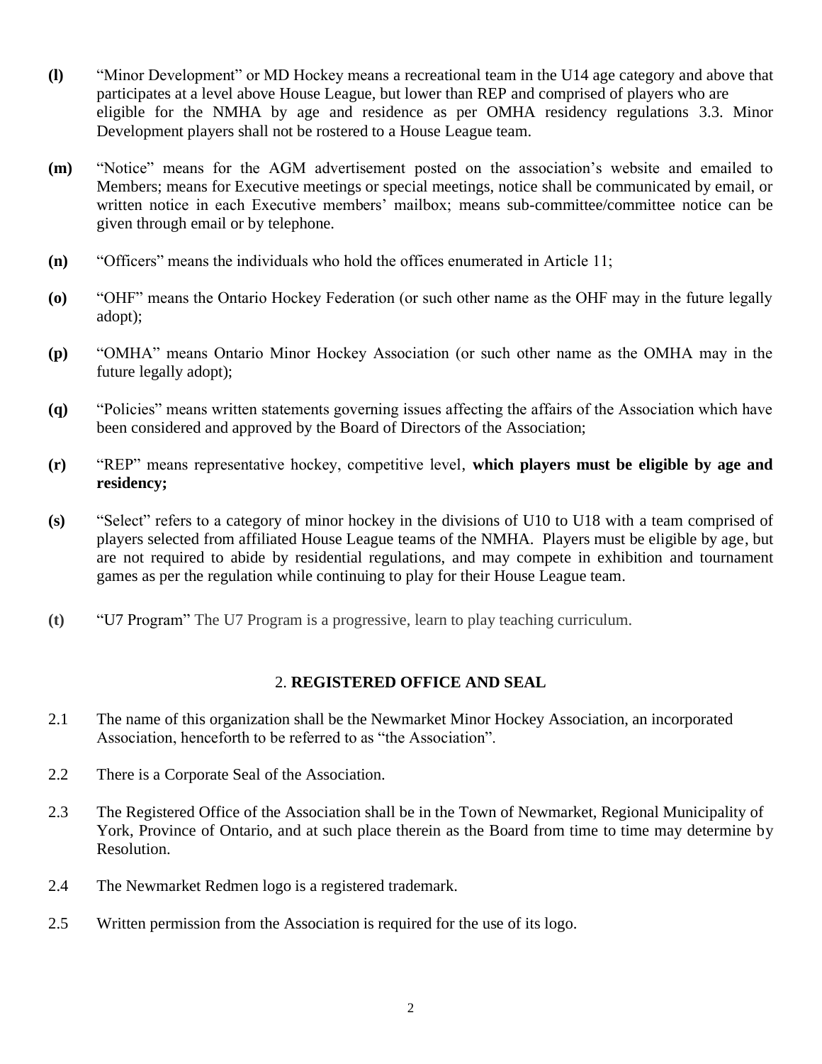**(l)** "Minor Development" or MD Hockey means a recreational team in the U14 age category and above that participates at a level above House League, but lower than REP and comprised of players who are eligible for the NMHA by age and residence as per OMHA residency regulations 3.3. Minor Development players shall not be rostered to a House League team.

**(m)** "Notice" means for the AGM advertisement posted on the association's website and emailed to Members; means for Executive meetings or special meetings, notice shall be communicated by email, or written notice in each Executive members' mailbox; means sub-committee/committee notice can be given through email or by telephone.

**(n)** "Officers" means the individuals who hold the offices enumerated in Article 11;

**(o)** "OHF" means the Ontario Hockey Federation (or such other name as the OHF may in the future legally adopt);

**(p)** "OMHA" means Ontario Minor Hockey Association (or such other name as the OMHA may in the future legally adopt);

**(q)** "Policies" means written statements governing issues affecting the affairs of the Association which have been considered and approved by the Board of Directors of the Association;

**(r)** "REP" means representative hockey, competitive level, **which players must be eligible by age and residency;**

**(s)** "Select" refers to a category of minor hockey in the divisions of U10 to U18 with a team comprised of players selected from affiliated House League teams of the NMHA. Players must be eligible by age, but are not required to abide by residential regulations, and may compete in exhibition and tournament games as per the regulation while continuing to play for their House League team.

**(t)** "U7 Program" The U7 Program is a progressive, learn to play teaching curriculum.

## 2. REGISTERED OFFICE AND SEAL

2.1 The name of this organization shall be the Newmarket Minor Hockey Association, an incorporated Association, henceforth to be referred to as "the Association".

2.2 There is a Corporate Seal of the Association.

2.3 The Registered Office of the Association shall be in the Town of Newmarket, Regional Municipality of York, Province of Ontario, and at such place therein as the Board from time to time may determine by Resolution.

2.4 The Newmarket Redmen logo is a registered trademark.

2.5 Written permission from the Association is required for the use of its logo.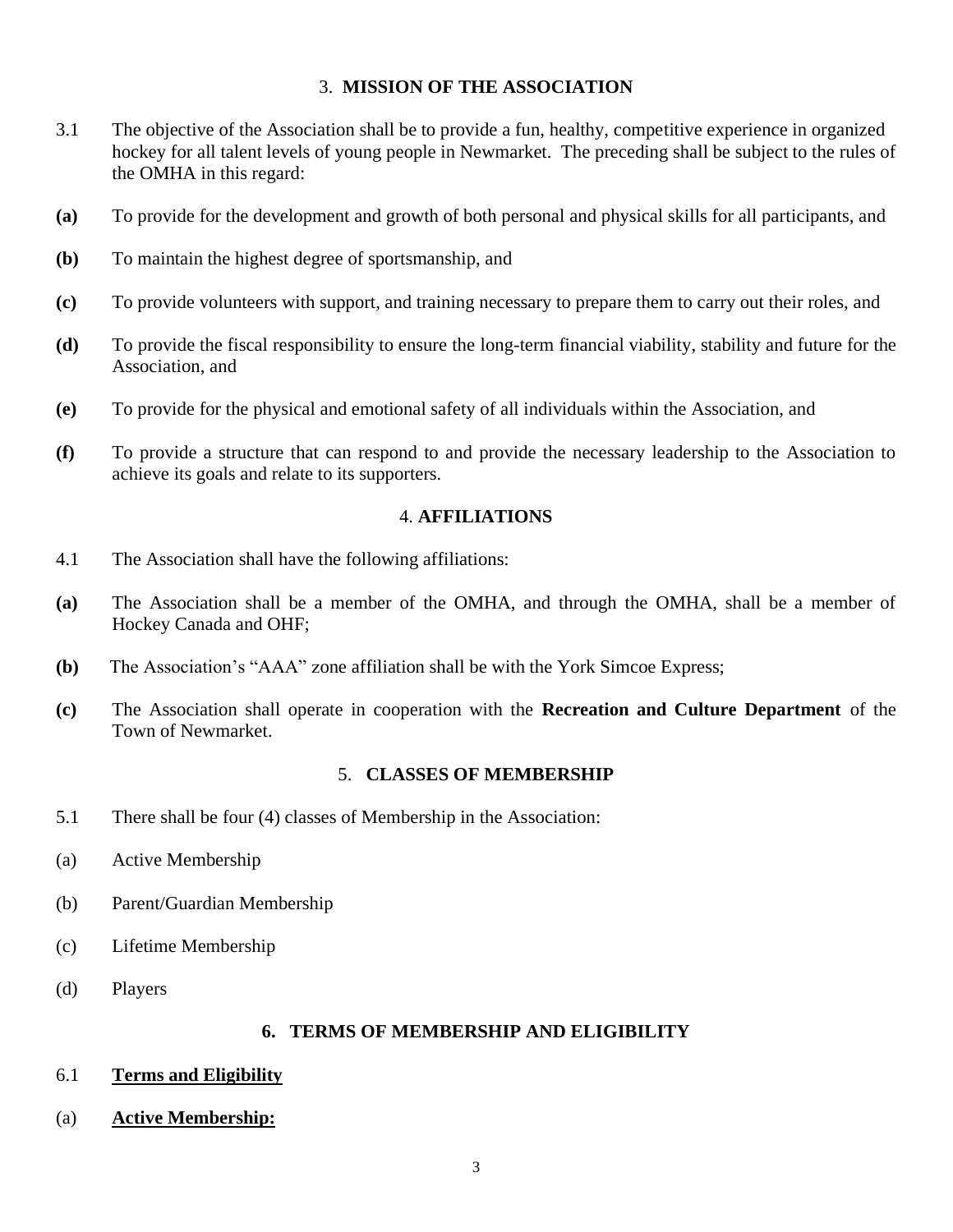## 3. **MISSION OF THE ASSOCIATION**

3.1 The objective of the Association shall be to provide a fun, healthy, competitive experience in organized hockey for all talent levels of young people in Newmarket. The preceding shall be subject to the rules of the OMHA in this regard:

**(a)** To provide for the development and growth of both personal and physical skills for all participants, and

**(b)** To maintain the highest degree of sportsmanship, and

**(c)** To provide volunteers with support, and training necessary to prepare them to carry out their roles, and

**(d)** To provide the fiscal responsibility to ensure the long-term financial viability, stability and future for the Association, and

**(e)** To provide for the physical and emotional safety of all individuals within the Association, and

**(f)** To provide a structure that can respond to and provide the necessary leadership to the Association to achieve its goals and relate to its supporters.

## 4. **AFFILIATIONS**

4.1 The Association shall have the following affiliations:

**(a)** The Association shall be a member of the OMHA, and through the OMHA, shall be a member of Hockey Canada and OHF;

**(b)** The Association's "AAA" zone affiliation shall be with the York Simcoe Express;

**(c)** The Association shall operate in cooperation with the **Recreation and Culture Department** of the Town of Newmarket.

## 5. **CLASSES OF MEMBERSHIP**

5.1 There shall be four (4) classes of Membership in the Association:

(a) Active Membership

(b) Parent/Guardian Membership

(c) Lifetime Membership

(d) Players

## **6. TERMS OF MEMBERSHIP AND ELIGIBILITY**

6.1 **<u>Terms and Eligibility</u>**

(a) **<u>Active Membership:</u>**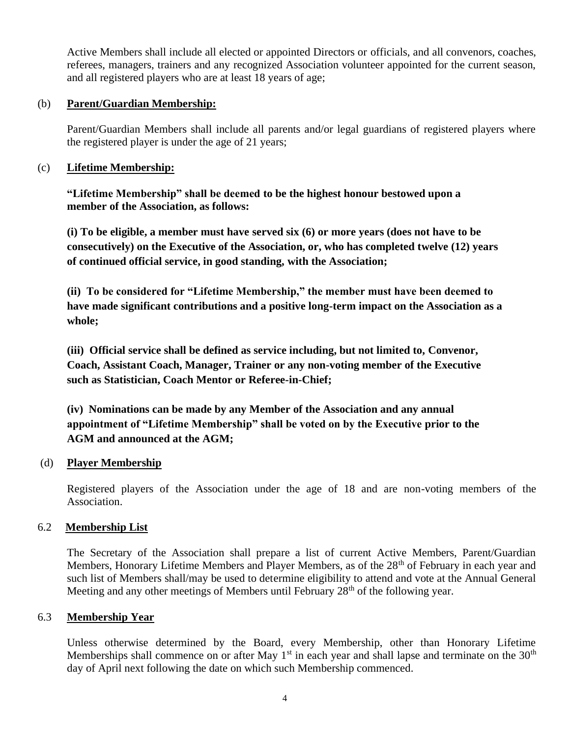Active Members shall include all elected or appointed Directors or officials, and all convenors, coaches, referees, managers, trainers and any recognized Association volunteer appointed for the current season, and all registered players who are at least 18 years of age;

(b) **Parent/Guardian Membership:**

Parent/Guardian Members shall include all parents and/or legal guardians of registered players where the registered player is under the age of 21 years;

(c) **Lifetime Membership:**

**"Lifetime Membership" shall be deemed to be the highest honour bestowed upon a member of the Association, as follows:**

**(i) To be eligible, a member must have served six (6) or more years (does not have to be consecutively) on the Executive of the Association, or, who has completed twelve (12) years of continued official service, in good standing, with the Association;**

**(ii) To be considered for "Lifetime Membership," the member must have been deemed to have made significant contributions and a positive long-term impact on the Association as a whole;**

**(iii) Official service shall be defined as service including, but not limited to, Convenor, Coach, Assistant Coach, Manager, Trainer or any non-voting member of the Executive such as Statistician, Coach Mentor or Referee-in-Chief;**

**(iv) Nominations can be made by any Member of the Association and any annual appointment of "Lifetime Membership" shall be voted on by the Executive prior to the AGM and announced at the AGM;**

(d) **Player Membership**

Registered players of the Association under the age of 18 and are non-voting members of the Association.

6.2 **Membership List**

The Secretary of the Association shall prepare a list of current Active Members, Parent/Guardian Members, Honorary Lifetime Members and Player Members, as of the 28th of February in each year and such list of Members shall/may be used to determine eligibility to attend and vote at the Annual General Meeting and any other meetings of Members until February 28th of the following year.

6.3 **Membership Year**

Unless otherwise determined by the Board, every Membership, other than Honorary Lifetime Memberships shall commence on or after May 1st in each year and shall lapse and terminate on the 30th day of April next following the date on which such Membership commenced.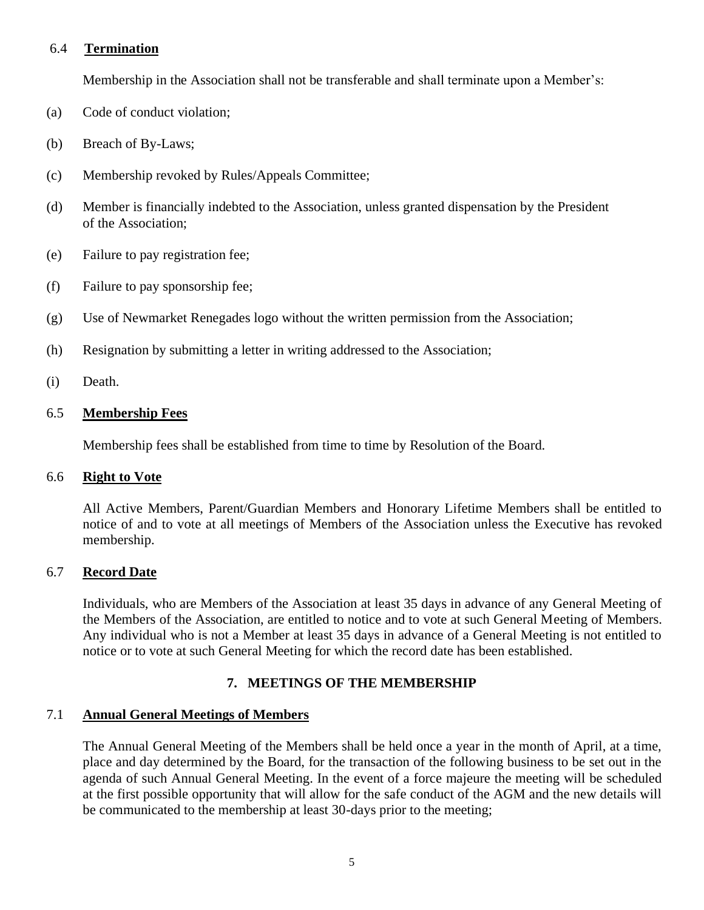### 6.4 **Termination**

Membership in the Association shall not be transferable and shall terminate upon a Member's:

(a) Code of conduct violation;

(b) Breach of By-Laws;

(c) Membership revoked by Rules/Appeals Committee;

(d) Member is financially indebted to the Association, unless granted dispensation by the President of the Association;

(e) Failure to pay registration fee;

(f) Failure to pay sponsorship fee;

(g) Use of Newmarket Renegades logo without the written permission from the Association;

(h) Resignation by submitting a letter in writing addressed to the Association;

(i) Death.

### 6.5 **Membership Fees**

Membership fees shall be established from time to time by Resolution of the Board.

### 6.6 **Right to Vote**

All Active Members, Parent/Guardian Members and Honorary Lifetime Members shall be entitled to notice of and to vote at all meetings of Members of the Association unless the Executive has revoked membership.

### 6.7 **Record Date**

Individuals, who are Members of the Association at least 35 days in advance of any General Meeting of the Members of the Association, are entitled to notice and to vote at such General Meeting of Members. Any individual who is not a Member at least 35 days in advance of a General Meeting is not entitled to notice or to vote at such General Meeting for which the record date has been established.

## 7. MEETINGS OF THE MEMBERSHIP

### 7.1 **Annual General Meetings of Members**

The Annual General Meeting of the Members shall be held once a year in the month of April, at a time, place and day determined by the Board, for the transaction of the following business to be set out in the agenda of such Annual General Meeting. In the event of a force majeure the meeting will be scheduled at the first possible opportunity that will allow for the safe conduct of the AGM and the new details will be communicated to the membership at least 30-days prior to the meeting;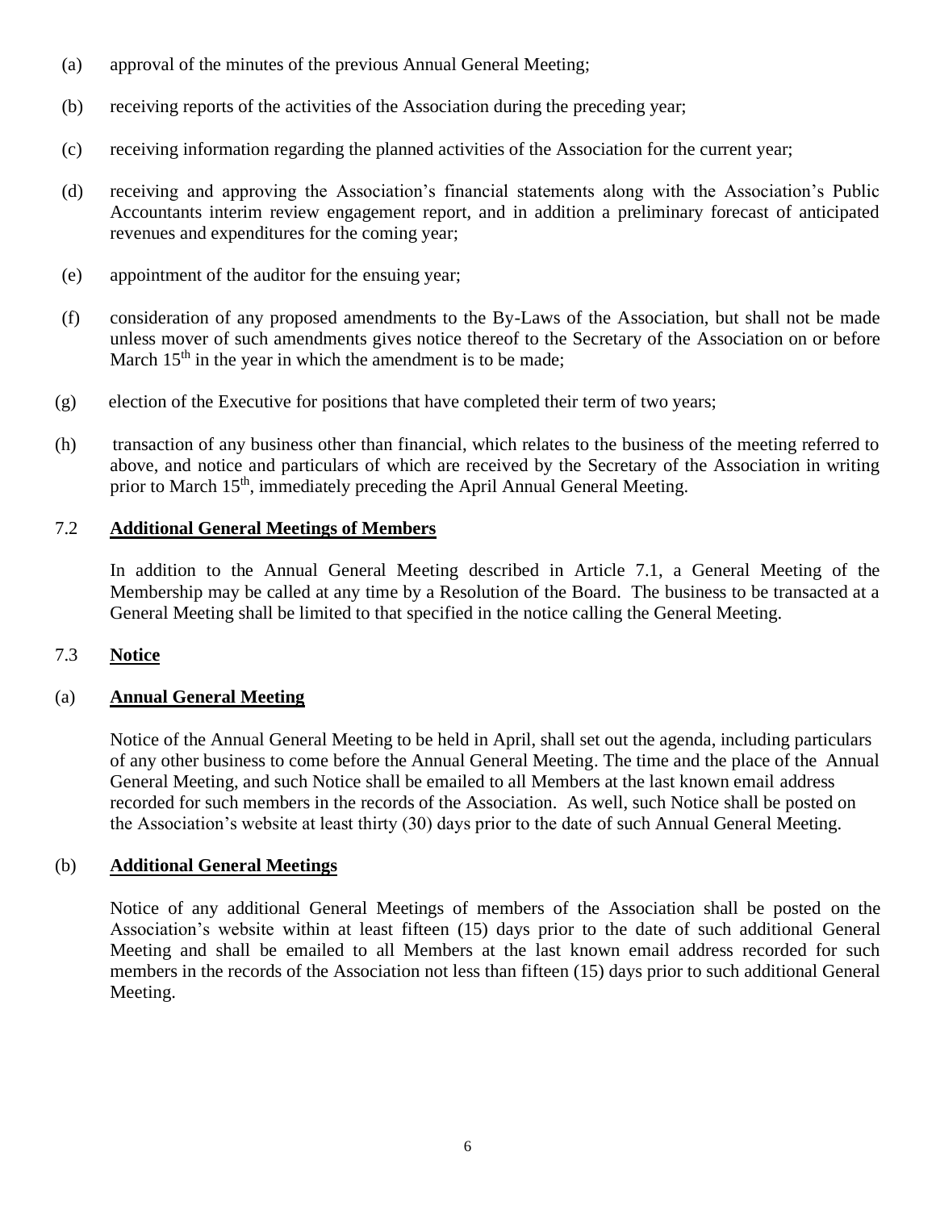(a) approval of the minutes of the previous Annual General Meeting;

(b) receiving reports of the activities of the Association during the preceding year;

(c) receiving information regarding the planned activities of the Association for the current year;

(d) receiving and approving the Association's financial statements along with the Association's Public Accountants interim review engagement report, and in addition a preliminary forecast of anticipated revenues and expenditures for the coming year;

(e) appointment of the auditor for the ensuing year;

(f) consideration of any proposed amendments to the By-Laws of the Association, but shall not be made unless mover of such amendments gives notice thereof to the Secretary of the Association on or before March 15th in the year in which the amendment is to be made;

(g) election of the Executive for positions that have completed their term of two years;

(h) transaction of any business other than financial, which relates to the business of the meeting referred to above, and notice and particulars of which are received by the Secretary of the Association in writing prior to March 15th, immediately preceding the April Annual General Meeting.

## 7.2 **Additional General Meetings of Members**

In addition to the Annual General Meeting described in Article 7.1, a General Meeting of the Membership may be called at any time by a Resolution of the Board. The business to be transacted at a General Meeting shall be limited to that specified in the notice calling the General Meeting.

## 7.3 **Notice**

### (a) **Annual General Meeting**

Notice of the Annual General Meeting to be held in April, shall set out the agenda, including particulars of any other business to come before the Annual General Meeting. The time and the place of the Annual General Meeting, and such Notice shall be emailed to all Members at the last known email address recorded for such members in the records of the Association. As well, such Notice shall be posted on the Association's website at least thirty (30) days prior to the date of such Annual General Meeting.

### (b) **Additional General Meetings**

Notice of any additional General Meetings of members of the Association shall be posted on the Association's website within at least fifteen (15) days prior to the date of such additional General Meeting and shall be emailed to all Members at the last known email address recorded for such members in the records of the Association not less than fifteen (15) days prior to such additional General Meeting.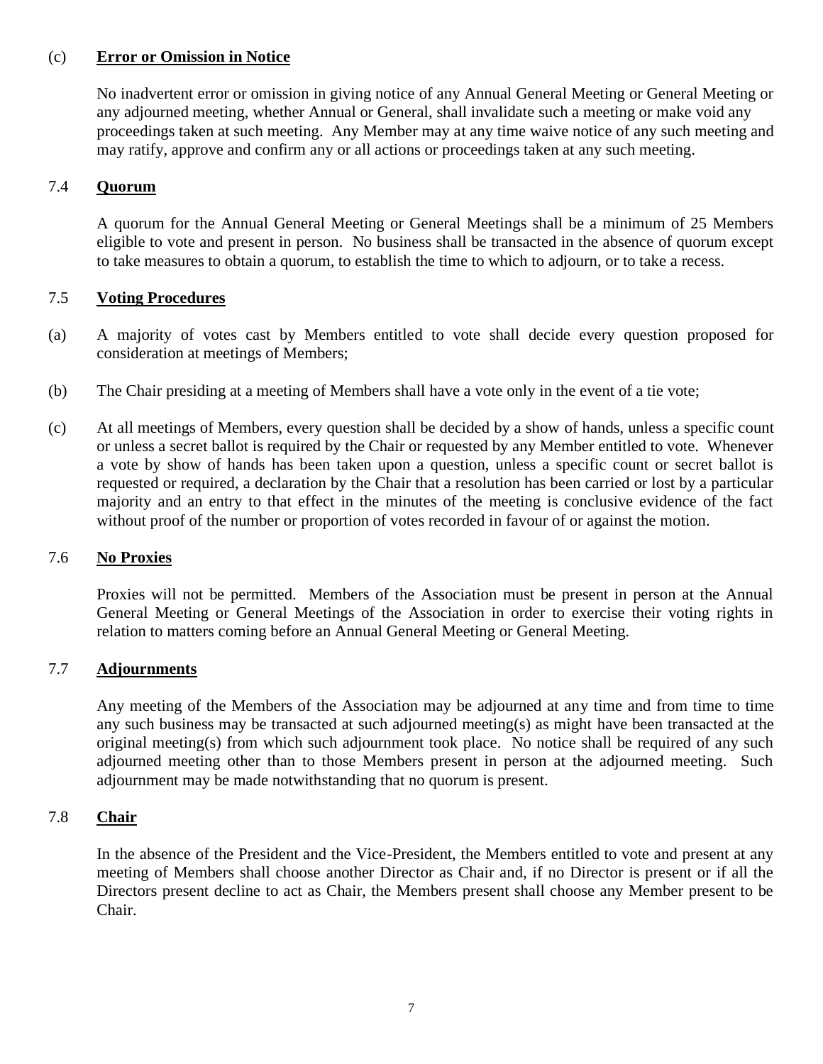(c) **Error or Omission in Notice**

No inadvertent error or omission in giving notice of any Annual General Meeting or General Meeting or any adjourned meeting, whether Annual or General, shall invalidate such a meeting or make void any proceedings taken at such meeting. Any Member may at any time waive notice of any such meeting and may ratify, approve and confirm any or all actions or proceedings taken at any such meeting.

### 7.4 Quorum

A quorum for the Annual General Meeting or General Meetings shall be a minimum of 25 Members eligible to vote and present in person. No business shall be transacted in the absence of quorum except to take measures to obtain a quorum, to establish the time to which to adjourn, or to take a recess.

### 7.5 Voting Procedures

(a) A majority of votes cast by Members entitled to vote shall decide every question proposed for consideration at meetings of Members;

(b) The Chair presiding at a meeting of Members shall have a vote only in the event of a tie vote;

(c) At all meetings of Members, every question shall be decided by a show of hands, unless a specific count or unless a secret ballot is required by the Chair or requested by any Member entitled to vote. Whenever a vote by show of hands has been taken upon a question, unless a specific count or secret ballot is requested or required, a declaration by the Chair that a resolution has been carried or lost by a particular majority and an entry to that effect in the minutes of the meeting is conclusive evidence of the fact without proof of the number or proportion of votes recorded in favour of or against the motion.

### 7.6 No Proxies

Proxies will not be permitted. Members of the Association must be present in person at the Annual General Meeting or General Meetings of the Association in order to exercise their voting rights in relation to matters coming before an Annual General Meeting or General Meeting.

### 7.7 Adjournments

Any meeting of the Members of the Association may be adjourned at any time and from time to time any such business may be transacted at such adjourned meeting(s) as might have been transacted at the original meeting(s) from which such adjournment took place. No notice shall be required of any such adjourned meeting other than to those Members present in person at the adjourned meeting. Such adjournment may be made notwithstanding that no quorum is present.

### 7.8 Chair

In the absence of the President and the Vice-President, the Members entitled to vote and present at any meeting of Members shall choose another Director as Chair and, if no Director is present or if all the Directors present decline to act as Chair, the Members present shall choose any Member present to be Chair.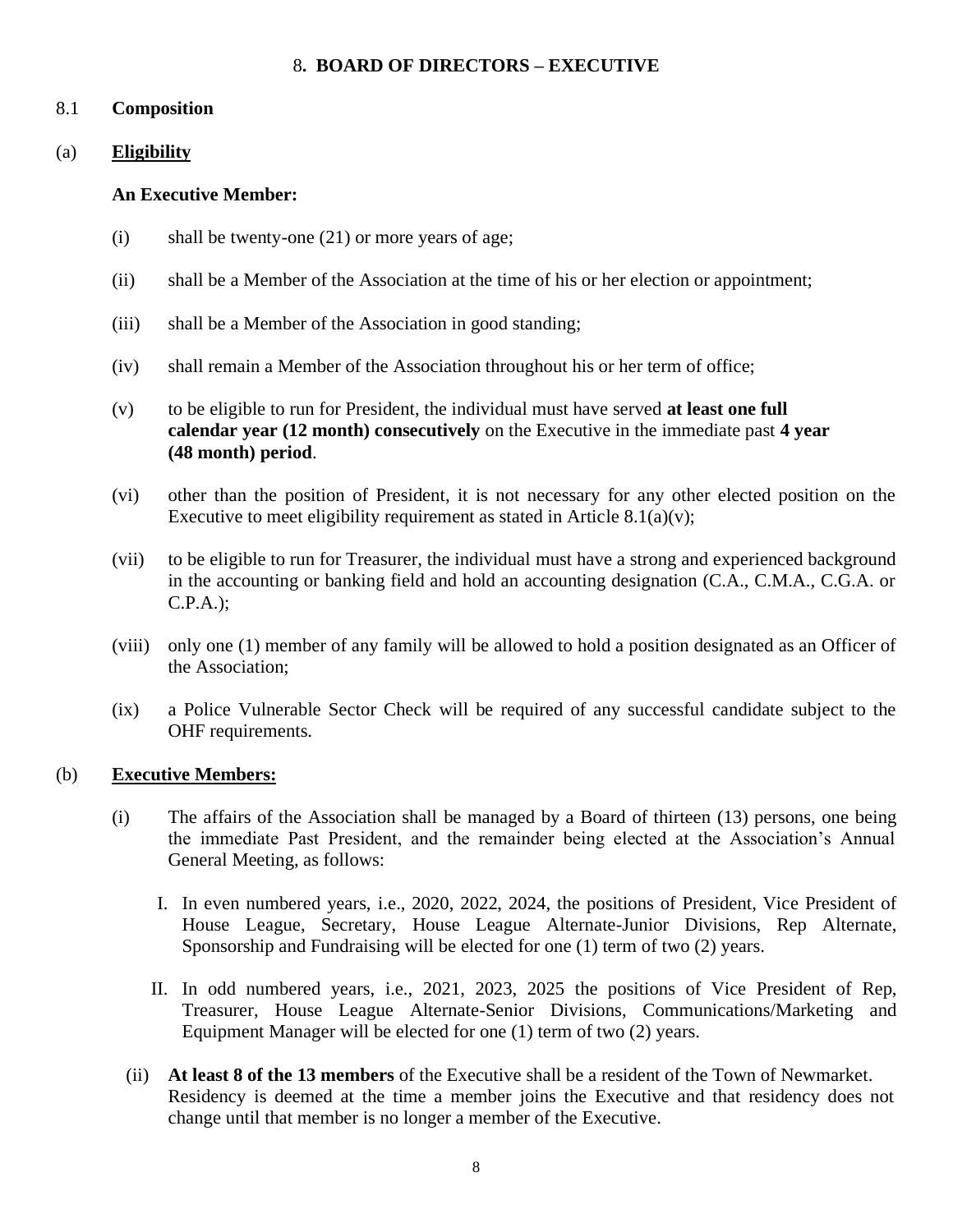## 8. BOARD OF DIRECTORS – EXECUTIVE

### 8.1 Composition

#### (a) Eligibility

**An Executive Member:**

(i) shall be twenty-one (21) or more years of age;

(ii) shall be a Member of the Association at the time of his or her election or appointment;

(iii) shall be a Member of the Association in good standing;

(iv) shall remain a Member of the Association throughout his or her term of office;

(v) to be eligible to run for President, the individual must have served **at least one full calendar year (12 month) consecutively** on the Executive in the immediate past **4 year (48 month) period**.

(vi) other than the position of President, it is not necessary for any other elected position on the Executive to meet eligibility requirement as stated in Article 8.1(a)(v);

(vii) to be eligible to run for Treasurer, the individual must have a strong and experienced background in the accounting or banking field and hold an accounting designation (C.A., C.M.A., C.G.A. or C.P.A.);

(viii) only one (1) member of any family will be allowed to hold a position designated as an Officer of the Association;

(ix) a Police Vulnerable Sector Check will be required of any successful candidate subject to the OHF requirements.

#### (b) Executive Members:

(i) The affairs of the Association shall be managed by a Board of thirteen (13) persons, one being the immediate Past President, and the remainder being elected at the Association's Annual General Meeting, as follows:

   I. In even numbered years, i.e., 2020, 2022, 2024, the positions of President, Vice President of House League, Secretary, House League Alternate-Junior Divisions, Rep Alternate, Sponsorship and Fundraising will be elected for one (1) term of two (2) years.

   II. In odd numbered years, i.e., 2021, 2023, 2025 the positions of Vice President of Rep, Treasurer, House League Alternate-Senior Divisions, Communications/Marketing and Equipment Manager will be elected for one (1) term of two (2) years.

(ii) **At least 8 of the 13 members** of the Executive shall be a resident of the Town of Newmarket. Residency is deemed at the time a member joins the Executive and that residency does not change until that member is no longer a member of the Executive.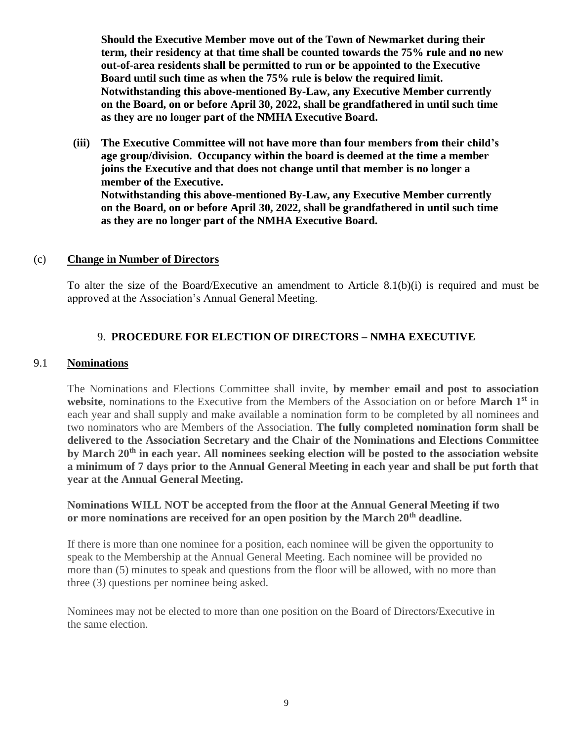**Should the Executive Member move out of the Town of Newmarket during their term, their residency at that time shall be counted towards the 75% rule and no new out-of-area residents shall be permitted to run or be appointed to the Executive Board until such time as when the 75% rule is below the required limit. Notwithstanding this above-mentioned By-Law, any Executive Member currently on the Board, on or before April 30, 2022, shall be grandfathered in until such time as they are no longer part of the NMHA Executive Board.**

**(iii) The Executive Committee will not have more than four members from their child's age group/division. Occupancy within the board is deemed at the time a member joins the Executive and that does not change until that member is no longer a member of the Executive.**
**Notwithstanding this above-mentioned By-Law, any Executive Member currently on the Board, on or before April 30, 2022, shall be grandfathered in until such time as they are no longer part of the NMHA Executive Board.**

### (c) Change in Number of Directors

To alter the size of the Board/Executive an amendment to Article 8.1(b)(i) is required and must be approved at the Association's Annual General Meeting.

## 9. PROCEDURE FOR ELECTION OF DIRECTORS – NMHA EXECUTIVE

### 9.1 Nominations

The Nominations and Elections Committee shall invite, **by member email and post to association website**, nominations to the Executive from the Members of the Association on or before **March 1st** in each year and shall supply and make available a nomination form to be completed by all nominees and two nominators who are Members of the Association. **The fully completed nomination form shall be delivered to the Association Secretary and the Chair of the Nominations and Elections Committee by March 20th in each year. All nominees seeking election will be posted to the association website a minimum of 7 days prior to the Annual General Meeting in each year and shall be put forth that year at the Annual General Meeting.**

**Nominations WILL NOT be accepted from the floor at the Annual General Meeting if two or more nominations are received for an open position by the March 20th deadline.**

If there is more than one nominee for a position, each nominee will be given the opportunity to speak to the Membership at the Annual General Meeting. Each nominee will be provided no more than (5) minutes to speak and questions from the floor will be allowed, with no more than three (3) questions per nominee being asked.

Nominees may not be elected to more than one position on the Board of Directors/Executive in the same election.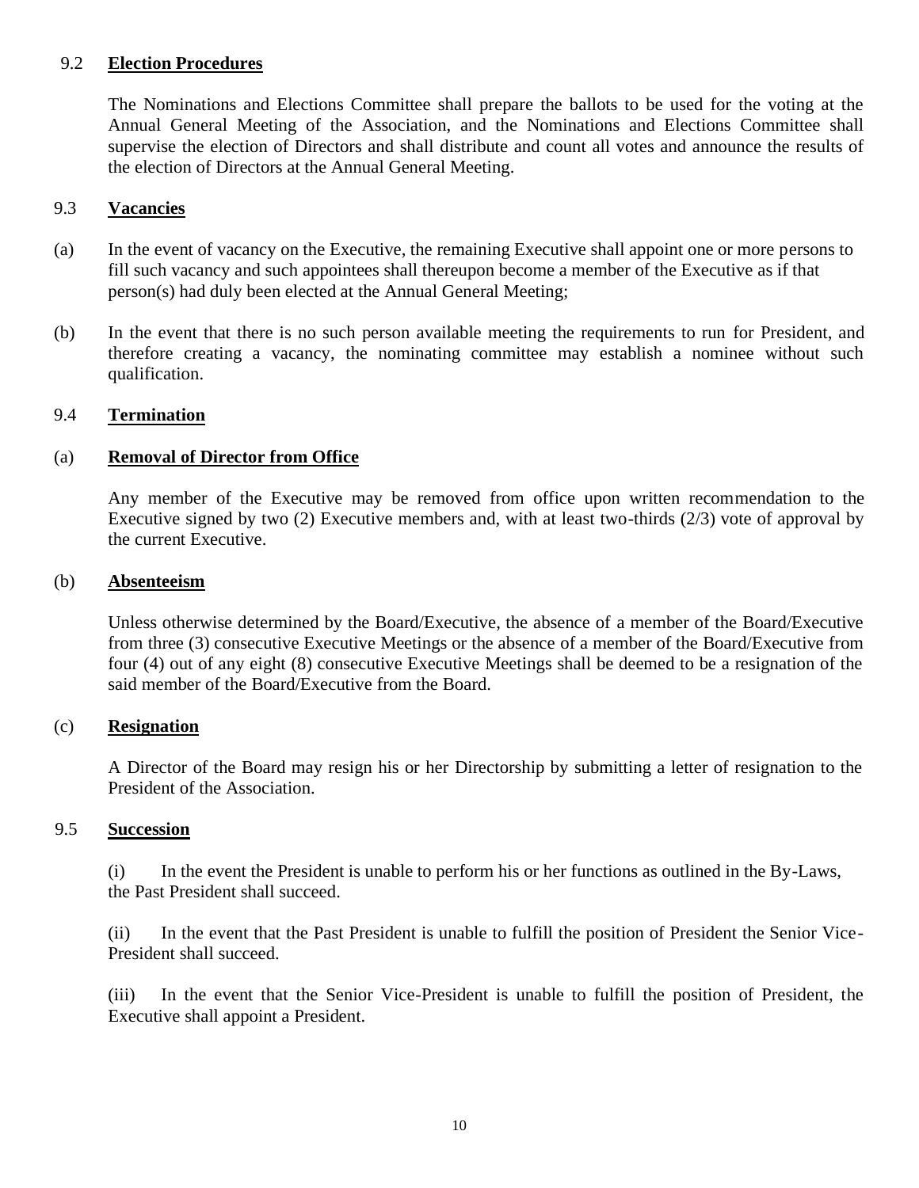### 9.2 **Election Procedures**

The Nominations and Elections Committee shall prepare the ballots to be used for the voting at the Annual General Meeting of the Association, and the Nominations and Elections Committee shall supervise the election of Directors and shall distribute and count all votes and announce the results of the election of Directors at the Annual General Meeting.

### 9.3 **Vacancies**

(a) In the event of vacancy on the Executive, the remaining Executive shall appoint one or more persons to fill such vacancy and such appointees shall thereupon become a member of the Executive as if that person(s) had duly been elected at the Annual General Meeting;

(b) In the event that there is no such person available meeting the requirements to run for President, and therefore creating a vacancy, the nominating committee may establish a nominee without such qualification.

### 9.4 **Termination**

#### (a) **Removal of Director from Office**

Any member of the Executive may be removed from office upon written recommendation to the Executive signed by two (2) Executive members and, with at least two-thirds (2/3) vote of approval by the current Executive.

#### (b) **Absenteeism**

Unless otherwise determined by the Board/Executive, the absence of a member of the Board/Executive from three (3) consecutive Executive Meetings or the absence of a member of the Board/Executive from four (4) out of any eight (8) consecutive Executive Meetings shall be deemed to be a resignation of the said member of the Board/Executive from the Board.

#### (c) **Resignation**

A Director of the Board may resign his or her Directorship by submitting a letter of resignation to the President of the Association.

### 9.5 **Succession**

(i) In the event the President is unable to perform his or her functions as outlined in the By-Laws, the Past President shall succeed.

(ii) In the event that the Past President is unable to fulfill the position of President the Senior Vice-President shall succeed.

(iii) In the event that the Senior Vice-President is unable to fulfill the position of President, the Executive shall appoint a President.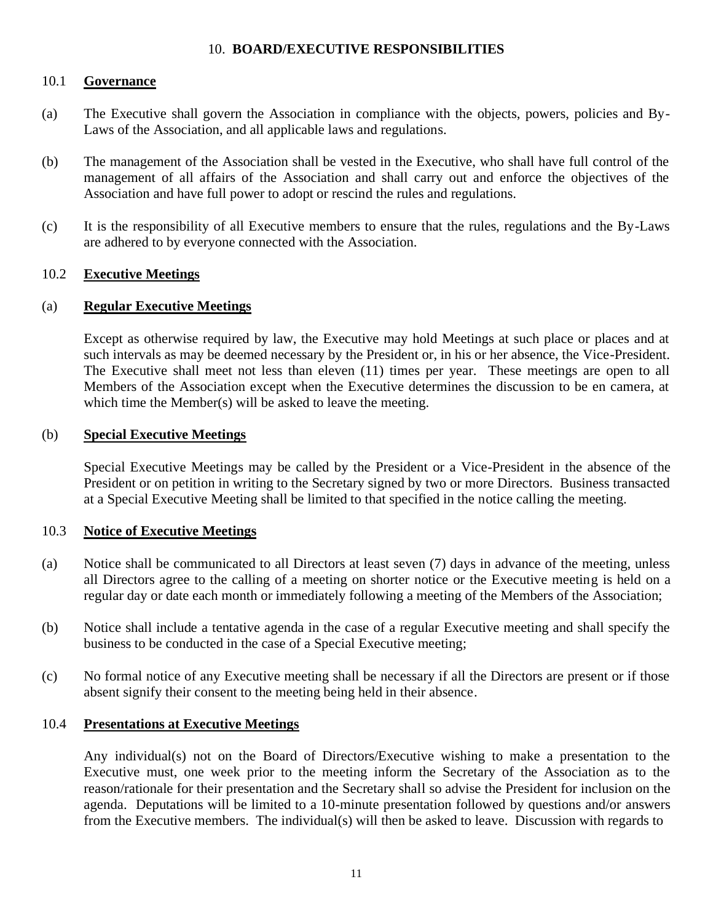## 10. **BOARD/EXECUTIVE RESPONSIBILITIES**

### 10.1 **Governance**

(a) The Executive shall govern the Association in compliance with the objects, powers, policies and By-Laws of the Association, and all applicable laws and regulations.

(b) The management of the Association shall be vested in the Executive, who shall have full control of the management of all affairs of the Association and shall carry out and enforce the objectives of the Association and have full power to adopt or rescind the rules and regulations.

(c) It is the responsibility of all Executive members to ensure that the rules, regulations and the By-Laws are adhered to by everyone connected with the Association.

### 10.2 **Executive Meetings**

#### (a) **Regular Executive Meetings**

Except as otherwise required by law, the Executive may hold Meetings at such place or places and at such intervals as may be deemed necessary by the President or, in his or her absence, the Vice-President. The Executive shall meet not less than eleven (11) times per year. These meetings are open to all Members of the Association except when the Executive determines the discussion to be en camera, at which time the Member(s) will be asked to leave the meeting.

#### (b) **Special Executive Meetings**

Special Executive Meetings may be called by the President or a Vice-President in the absence of the President or on petition in writing to the Secretary signed by two or more Directors. Business transacted at a Special Executive Meeting shall be limited to that specified in the notice calling the meeting.

### 10.3 **Notice of Executive Meetings**

(a) Notice shall be communicated to all Directors at least seven (7) days in advance of the meeting, unless all Directors agree to the calling of a meeting on shorter notice or the Executive meeting is held on a regular day or date each month or immediately following a meeting of the Members of the Association;

(b) Notice shall include a tentative agenda in the case of a regular Executive meeting and shall specify the business to be conducted in the case of a Special Executive meeting;

(c) No formal notice of any Executive meeting shall be necessary if all the Directors are present or if those absent signify their consent to the meeting being held in their absence.

### 10.4 **Presentations at Executive Meetings**

Any individual(s) not on the Board of Directors/Executive wishing to make a presentation to the Executive must, one week prior to the meeting inform the Secretary of the Association as to the reason/rationale for their presentation and the Secretary shall so advise the President for inclusion on the agenda. Deputations will be limited to a 10-minute presentation followed by questions and/or answers from the Executive members. The individual(s) will then be asked to leave. Discussion with regards to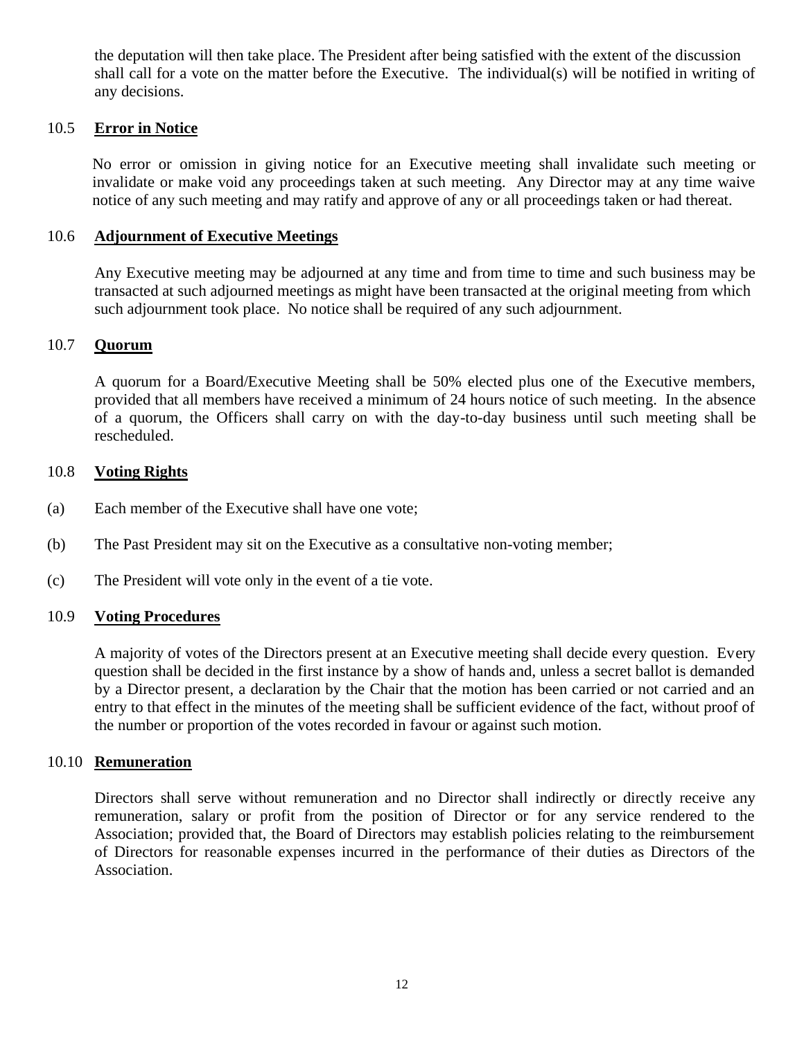the deputation will then take place. The President after being satisfied with the extent of the discussion shall call for a vote on the matter before the Executive. The individual(s) will be notified in writing of any decisions.

### 10.5 **Error in Notice**

No error or omission in giving notice for an Executive meeting shall invalidate such meeting or invalidate or make void any proceedings taken at such meeting. Any Director may at any time waive notice of any such meeting and may ratify and approve of any or all proceedings taken or had thereat.

### 10.6 **Adjournment of Executive Meetings**

Any Executive meeting may be adjourned at any time and from time to time and such business may be transacted at such adjourned meetings as might have been transacted at the original meeting from which such adjournment took place. No notice shall be required of any such adjournment.

### 10.7 **Quorum**

A quorum for a Board/Executive Meeting shall be 50% elected plus one of the Executive members, provided that all members have received a minimum of 24 hours notice of such meeting. In the absence of a quorum, the Officers shall carry on with the day-to-day business until such meeting shall be rescheduled.

### 10.8 **Voting Rights**

(a) Each member of the Executive shall have one vote;

(b) The Past President may sit on the Executive as a consultative non-voting member;

(c) The President will vote only in the event of a tie vote.

### 10.9 **Voting Procedures**

A majority of votes of the Directors present at an Executive meeting shall decide every question. Every question shall be decided in the first instance by a show of hands and, unless a secret ballot is demanded by a Director present, a declaration by the Chair that the motion has been carried or not carried and an entry to that effect in the minutes of the meeting shall be sufficient evidence of the fact, without proof of the number or proportion of the votes recorded in favour or against such motion.

### 10.10 **Remuneration**

Directors shall serve without remuneration and no Director shall indirectly or directly receive any remuneration, salary or profit from the position of Director or for any service rendered to the Association; provided that, the Board of Directors may establish policies relating to the reimbursement of Directors for reasonable expenses incurred in the performance of their duties as Directors of the Association.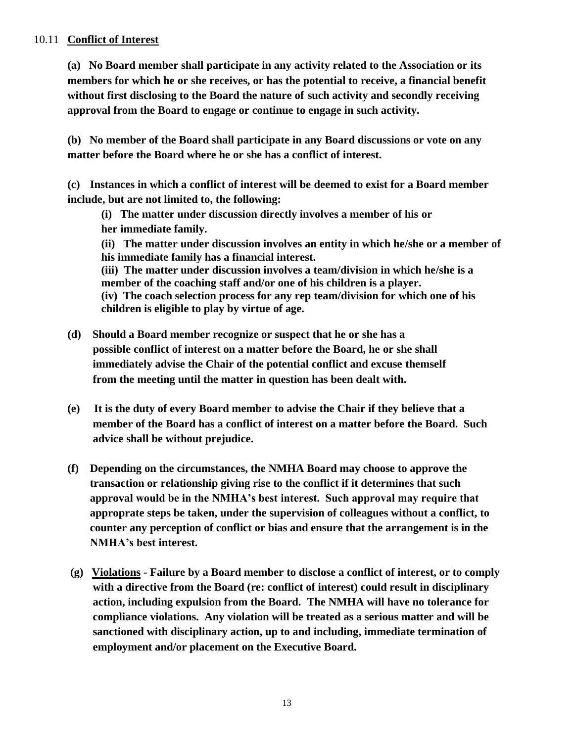### 10.11 **Conflict of Interest**

**(a) No Board member shall participate in any activity related to the Association or its members for which he or she receives, or has the potential to receive, a financial benefit without first disclosing to the Board the nature of such activity and secondly receiving approval from the Board to engage or continue to engage in such activity.**

**(b) No member of the Board shall participate in any Board discussions or vote on any matter before the Board where he or she has a conflict of interest.**

**(c) Instances in which a conflict of interest will be deemed to exist for a Board member include, but are not limited to, the following:**

> **(i) The matter under discussion directly involves a member of his or her immediate family.**
>
> **(ii) The matter under discussion involves an entity in which he/she or a member of his immediate family has a financial interest.**
>
> **(iii) The matter under discussion involves a team/division in which he/she is a member of the coaching staff and/or one of his children is a player.**
>
> **(iv) The coach selection process for any rep team/division for which one of his children is eligible to play by virtue of age.**

**(d) Should a Board member recognize or suspect that he or she has a possible conflict of interest on a matter before the Board, he or she shall immediately advise the Chair of the potential conflict and excuse themself from the meeting until the matter in question has been dealt with.**

**(e) It is the duty of every Board member to advise the Chair if they believe that a member of the Board has a conflict of interest on a matter before the Board. Such advice shall be without prejudice.**

**(f) Depending on the circumstances, the NMHA Board may choose to approve the transaction or relationship giving rise to the conflict if it determines that such approval would be in the NMHA's best interest. Such approval may require that approprate steps be taken, under the supervision of colleagues without a conflict, to counter any perception of conflict or bias and ensure that the arrangement is in the NMHA's best interest.**

**(g) <u>Violations</u> - Failure by a Board member to disclose a conflict of interest, or to comply with a directive from the Board (re: conflict of interest) could result in disciplinary action, including expulsion from the Board. The NMHA will have no tolerance for compliance violations. Any violation will be treated as a serious matter and will be sanctioned with disciplinary action, up to and including, immediate termination of employment and/or placement on the Executive Board.**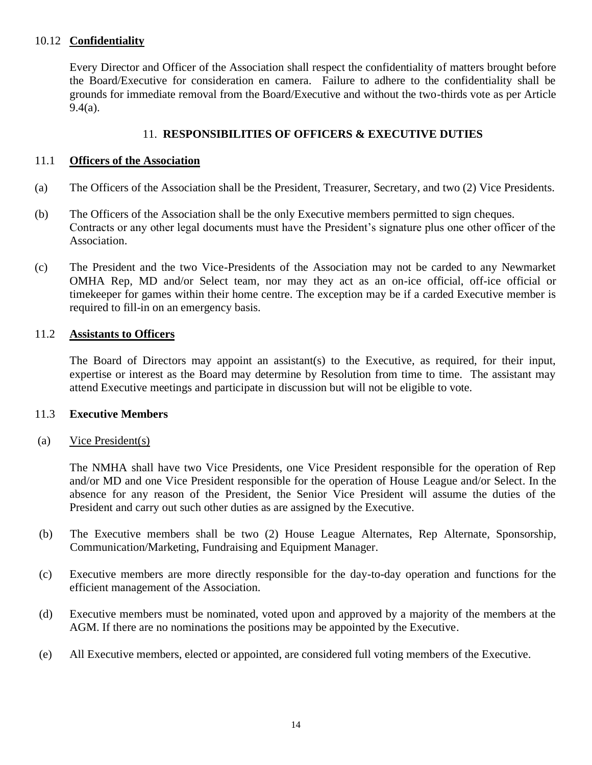### 10.12 **Confidentiality**

Every Director and Officer of the Association shall respect the confidentiality of matters brought before the Board/Executive for consideration en camera. Failure to adhere to the confidentiality shall be grounds for immediate removal from the Board/Executive and without the two-thirds vote as per Article 9.4(a).

## 11. **RESPONSIBILITIES OF OFFICERS & EXECUTIVE DUTIES**

### 11.1 **Officers of the Association**

(a) The Officers of the Association shall be the President, Treasurer, Secretary, and two (2) Vice Presidents.

(b) The Officers of the Association shall be the only Executive members permitted to sign cheques. Contracts or any other legal documents must have the President's signature plus one other officer of the Association.

(c) The President and the two Vice-Presidents of the Association may not be carded to any Newmarket OMHA Rep, MD and/or Select team, nor may they act as an on-ice official, off-ice official or timekeeper for games within their home centre. The exception may be if a carded Executive member is required to fill-in on an emergency basis.

### 11.2 **Assistants to Officers**

The Board of Directors may appoint an assistant(s) to the Executive, as required, for their input, expertise or interest as the Board may determine by Resolution from time to time. The assistant may attend Executive meetings and participate in discussion but will not be eligible to vote.

### 11.3 **Executive Members**

(a) Vice President(s)

The NMHA shall have two Vice Presidents, one Vice President responsible for the operation of Rep and/or MD and one Vice President responsible for the operation of House League and/or Select. In the absence for any reason of the President, the Senior Vice President will assume the duties of the President and carry out such other duties as are assigned by the Executive.

(b) The Executive members shall be two (2) House League Alternates, Rep Alternate, Sponsorship, Communication/Marketing, Fundraising and Equipment Manager.

(c) Executive members are more directly responsible for the day-to-day operation and functions for the efficient management of the Association.

(d) Executive members must be nominated, voted upon and approved by a majority of the members at the AGM. If there are no nominations the positions may be appointed by the Executive.

(e) All Executive members, elected or appointed, are considered full voting members of the Executive.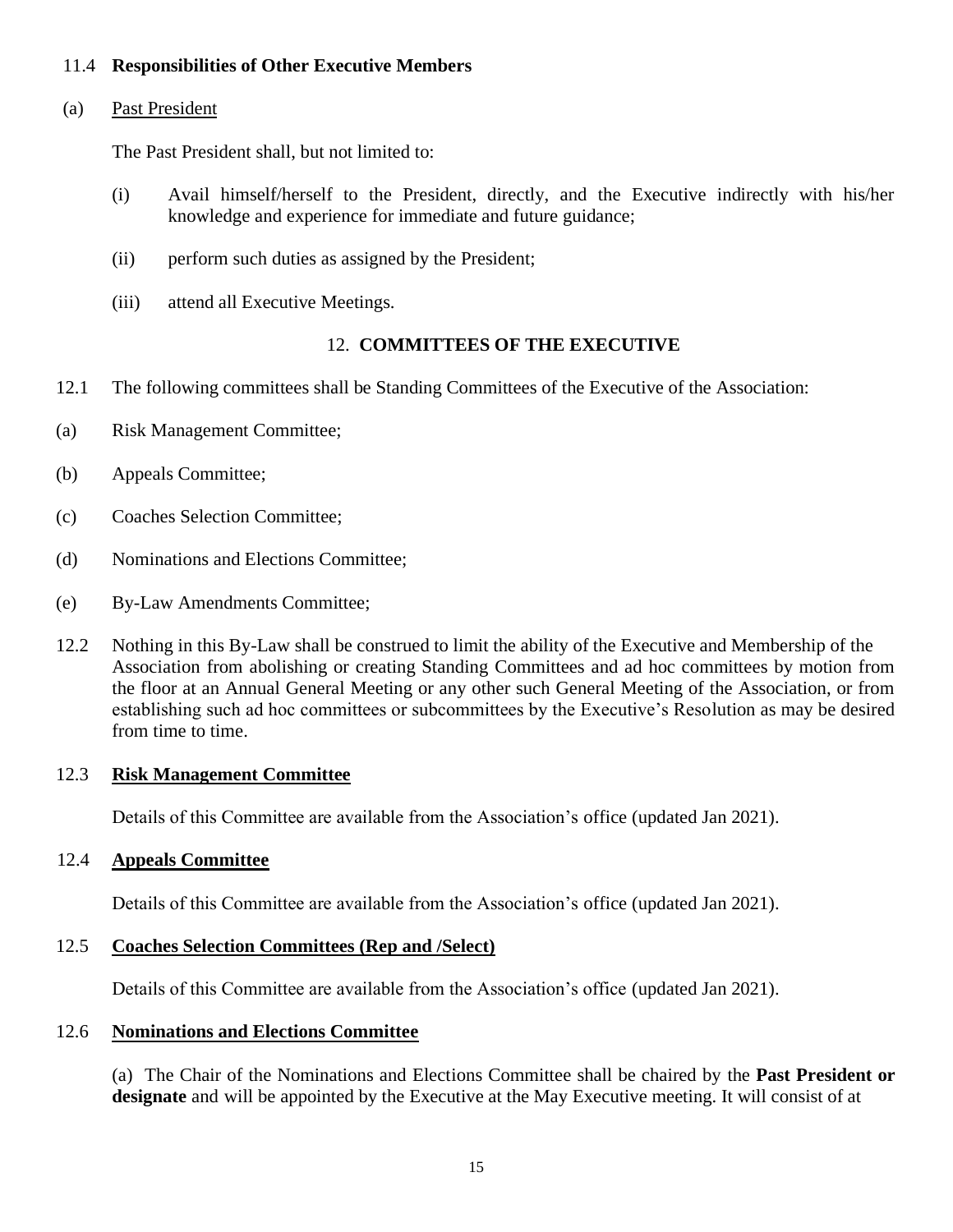11.4 **Responsibilities of Other Executive Members**

(a) Past President

The Past President shall, but not limited to:

(i) Avail himself/herself to the President, directly, and the Executive indirectly with his/her knowledge and experience for immediate and future guidance;

(ii) perform such duties as assigned by the President;

(iii) attend all Executive Meetings.

## 12. COMMITTEES OF THE EXECUTIVE

12.1 The following committees shall be Standing Committees of the Executive of the Association:

(a) Risk Management Committee;

(b) Appeals Committee;

(c) Coaches Selection Committee;

(d) Nominations and Elections Committee;

(e) By-Law Amendments Committee;

12.2 Nothing in this By-Law shall be construed to limit the ability of the Executive and Membership of the Association from abolishing or creating Standing Committees and ad hoc committees by motion from the floor at an Annual General Meeting or any other such General Meeting of the Association, or from establishing such ad hoc committees or subcommittees by the Executive's Resolution as may be desired from time to time.

12.3 **Risk Management Committee**

Details of this Committee are available from the Association's office (updated Jan 2021).

12.4 **Appeals Committee**

Details of this Committee are available from the Association's office (updated Jan 2021).

12.5 **Coaches Selection Committees (Rep and /Select)**

Details of this Committee are available from the Association's office (updated Jan 2021).

12.6 **Nominations and Elections Committee**

(a) The Chair of the Nominations and Elections Committee shall be chaired by the **Past President or designate** and will be appointed by the Executive at the May Executive meeting. It will consist of at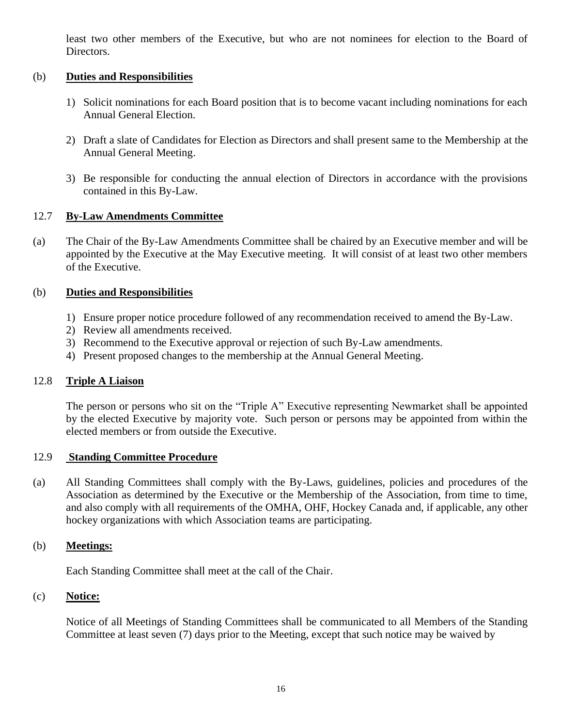least two other members of the Executive, but who are not nominees for election to the Board of Directors.

(b) **Duties and Responsibilities**

1) Solicit nominations for each Board position that is to become vacant including nominations for each Annual General Election.

2) Draft a slate of Candidates for Election as Directors and shall present same to the Membership at the Annual General Meeting.

3) Be responsible for conducting the annual election of Directors in accordance with the provisions contained in this By-Law.

## 12.7 **By-Law Amendments Committee**

(a) The Chair of the By-Law Amendments Committee shall be chaired by an Executive member and will be appointed by the Executive at the May Executive meeting. It will consist of at least two other members of the Executive.

(b) **Duties and Responsibilities**

1) Ensure proper notice procedure followed of any recommendation received to amend the By-Law.
2) Review all amendments received.
3) Recommend to the Executive approval or rejection of such By-Law amendments.
4) Present proposed changes to the membership at the Annual General Meeting.

## 12.8 **Triple A Liaison**

The person or persons who sit on the "Triple A" Executive representing Newmarket shall be appointed by the elected Executive by majority vote. Such person or persons may be appointed from within the elected members or from outside the Executive.

## 12.9 **Standing Committee Procedure**

(a) All Standing Committees shall comply with the By-Laws, guidelines, policies and procedures of the Association as determined by the Executive or the Membership of the Association, from time to time, and also comply with all requirements of the OMHA, OHF, Hockey Canada and, if applicable, any other hockey organizations with which Association teams are participating.

(b) **Meetings:**

Each Standing Committee shall meet at the call of the Chair.

(c) **Notice:**

Notice of all Meetings of Standing Committees shall be communicated to all Members of the Standing Committee at least seven (7) days prior to the Meeting, except that such notice may be waived by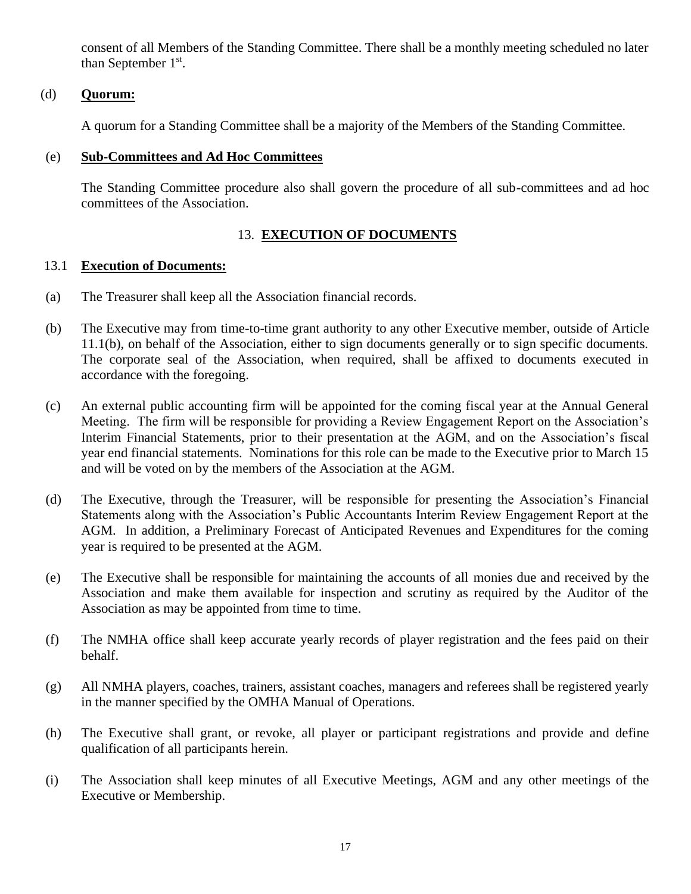consent of all Members of the Standing Committee. There shall be a monthly meeting scheduled no later than September 1st.

(d) **Quorum:**

A quorum for a Standing Committee shall be a majority of the Members of the Standing Committee.

(e) **Sub-Committees and Ad Hoc Committees**

The Standing Committee procedure also shall govern the procedure of all sub-committees and ad hoc committees of the Association.

## 13. **EXECUTION OF DOCUMENTS**

### 13.1 **Execution of Documents:**

(a) The Treasurer shall keep all the Association financial records.

(b) The Executive may from time-to-time grant authority to any other Executive member, outside of Article 11.1(b), on behalf of the Association, either to sign documents generally or to sign specific documents. The corporate seal of the Association, when required, shall be affixed to documents executed in accordance with the foregoing.

(c) An external public accounting firm will be appointed for the coming fiscal year at the Annual General Meeting. The firm will be responsible for providing a Review Engagement Report on the Association's Interim Financial Statements, prior to their presentation at the AGM, and on the Association's fiscal year end financial statements. Nominations for this role can be made to the Executive prior to March 15 and will be voted on by the members of the Association at the AGM.

(d) The Executive, through the Treasurer, will be responsible for presenting the Association's Financial Statements along with the Association's Public Accountants Interim Review Engagement Report at the AGM. In addition, a Preliminary Forecast of Anticipated Revenues and Expenditures for the coming year is required to be presented at the AGM.

(e) The Executive shall be responsible for maintaining the accounts of all monies due and received by the Association and make them available for inspection and scrutiny as required by the Auditor of the Association as may be appointed from time to time.

(f) The NMHA office shall keep accurate yearly records of player registration and the fees paid on their behalf.

(g) All NMHA players, coaches, trainers, assistant coaches, managers and referees shall be registered yearly in the manner specified by the OMHA Manual of Operations.

(h) The Executive shall grant, or revoke, all player or participant registrations and provide and define qualification of all participants herein.

(i) The Association shall keep minutes of all Executive Meetings, AGM and any other meetings of the Executive or Membership.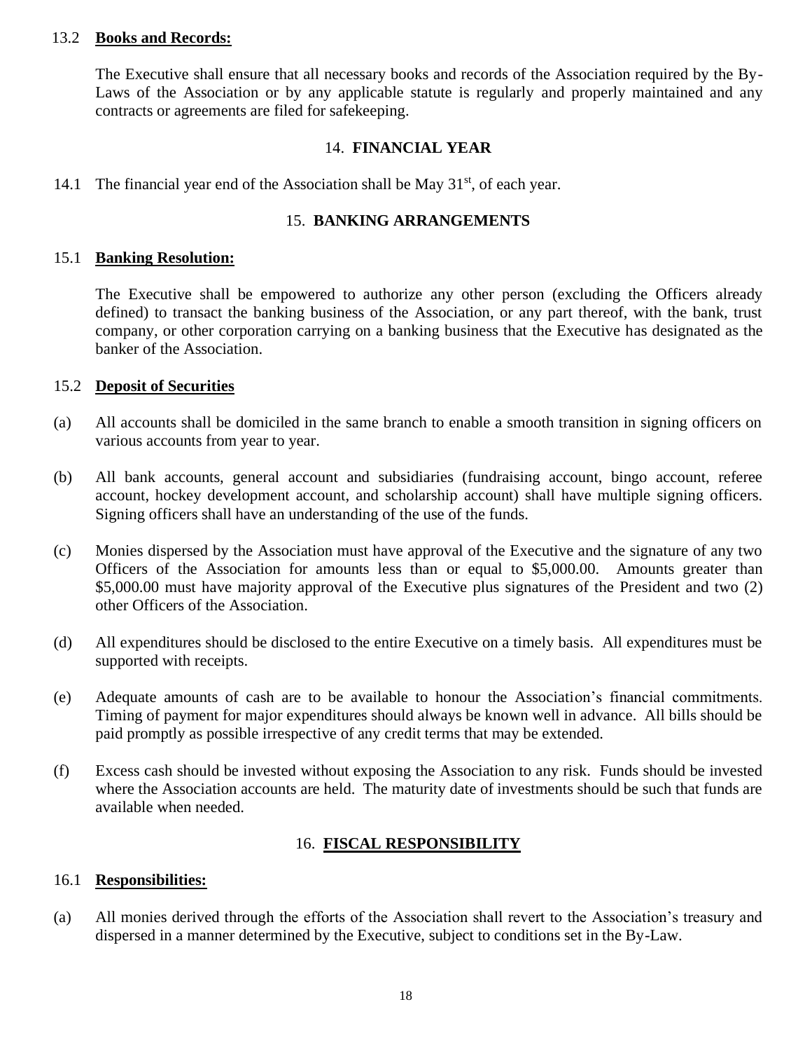13.2 **Books and Records:**

The Executive shall ensure that all necessary books and records of the Association required by the By-Laws of the Association or by any applicable statute is regularly and properly maintained and any contracts or agreements are filed for safekeeping.

## 14. FINANCIAL YEAR

14.1 The financial year end of the Association shall be May 31st, of each year.

## 15. BANKING ARRANGEMENTS

15.1 **Banking Resolution:**

The Executive shall be empowered to authorize any other person (excluding the Officers already defined) to transact the banking business of the Association, or any part thereof, with the bank, trust company, or other corporation carrying on a banking business that the Executive has designated as the banker of the Association.

15.2 **Deposit of Securities**

(a) All accounts shall be domiciled in the same branch to enable a smooth transition in signing officers on various accounts from year to year.

(b) All bank accounts, general account and subsidiaries (fundraising account, bingo account, referee account, hockey development account, and scholarship account) shall have multiple signing officers. Signing officers shall have an understanding of the use of the funds.

(c) Monies dispersed by the Association must have approval of the Executive and the signature of any two Officers of the Association for amounts less than or equal to $5,000.00. Amounts greater than $5,000.00 must have majority approval of the Executive plus signatures of the President and two (2) other Officers of the Association.

(d) All expenditures should be disclosed to the entire Executive on a timely basis. All expenditures must be supported with receipts.

(e) Adequate amounts of cash are to be available to honour the Association's financial commitments. Timing of payment for major expenditures should always be known well in advance. All bills should be paid promptly as possible irrespective of any credit terms that may be extended.

(f) Excess cash should be invested without exposing the Association to any risk. Funds should be invested where the Association accounts are held. The maturity date of investments should be such that funds are available when needed.

## 16. <u>FISCAL RESPONSIBILITY</u>

16.1 **Responsibilities:**

(a) All monies derived through the efforts of the Association shall revert to the Association's treasury and dispersed in a manner determined by the Executive, subject to conditions set in the By-Law.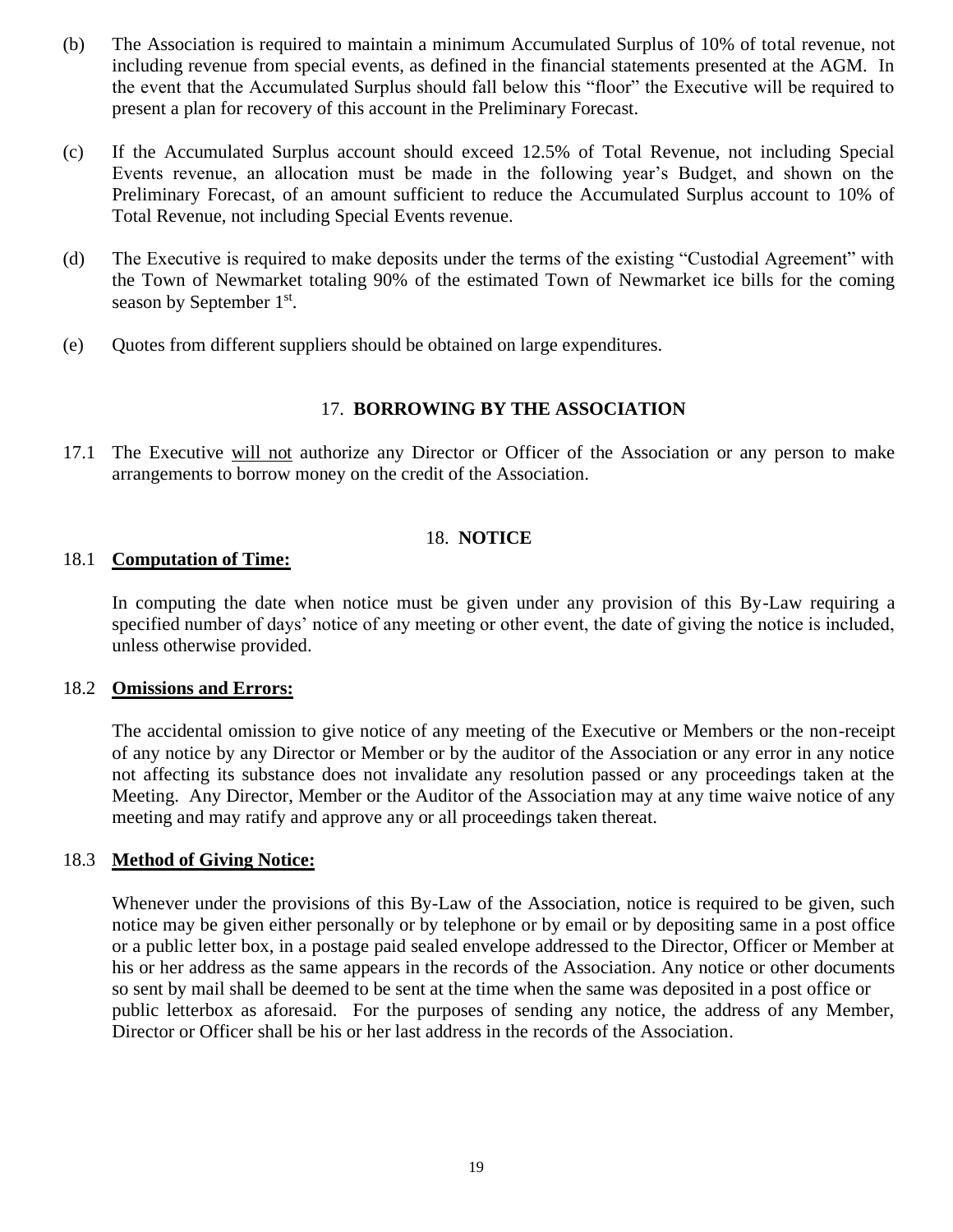(b) The Association is required to maintain a minimum Accumulated Surplus of 10% of total revenue, not including revenue from special events, as defined in the financial statements presented at the AGM. In the event that the Accumulated Surplus should fall below this "floor" the Executive will be required to present a plan for recovery of this account in the Preliminary Forecast.

(c) If the Accumulated Surplus account should exceed 12.5% of Total Revenue, not including Special Events revenue, an allocation must be made in the following year's Budget, and shown on the Preliminary Forecast, of an amount sufficient to reduce the Accumulated Surplus account to 10% of Total Revenue, not including Special Events revenue.

(d) The Executive is required to make deposits under the terms of the existing "Custodial Agreement" with the Town of Newmarket totaling 90% of the estimated Town of Newmarket ice bills for the coming season by September 1st.

(e) Quotes from different suppliers should be obtained on large expenditures.

## 17. **BORROWING BY THE ASSOCIATION**

17.1 The Executive will not authorize any Director or Officer of the Association or any person to make arrangements to borrow money on the credit of the Association.

## 18. **NOTICE**

### 18.1 **Computation of Time:**

In computing the date when notice must be given under any provision of this By-Law requiring a specified number of days' notice of any meeting or other event, the date of giving the notice is included, unless otherwise provided.

### 18.2 **Omissions and Errors:**

The accidental omission to give notice of any meeting of the Executive or Members or the non-receipt of any notice by any Director or Member or by the auditor of the Association or any error in any notice not affecting its substance does not invalidate any resolution passed or any proceedings taken at the Meeting. Any Director, Member or the Auditor of the Association may at any time waive notice of any meeting and may ratify and approve any or all proceedings taken thereat.

### 18.3 **Method of Giving Notice:**

Whenever under the provisions of this By-Law of the Association, notice is required to be given, such notice may be given either personally or by telephone or by email or by depositing same in a post office or a public letter box, in a postage paid sealed envelope addressed to the Director, Officer or Member at his or her address as the same appears in the records of the Association. Any notice or other documents so sent by mail shall be deemed to be sent at the time when the same was deposited in a post office or public letterbox as aforesaid. For the purposes of sending any notice, the address of any Member, Director or Officer shall be his or her last address in the records of the Association.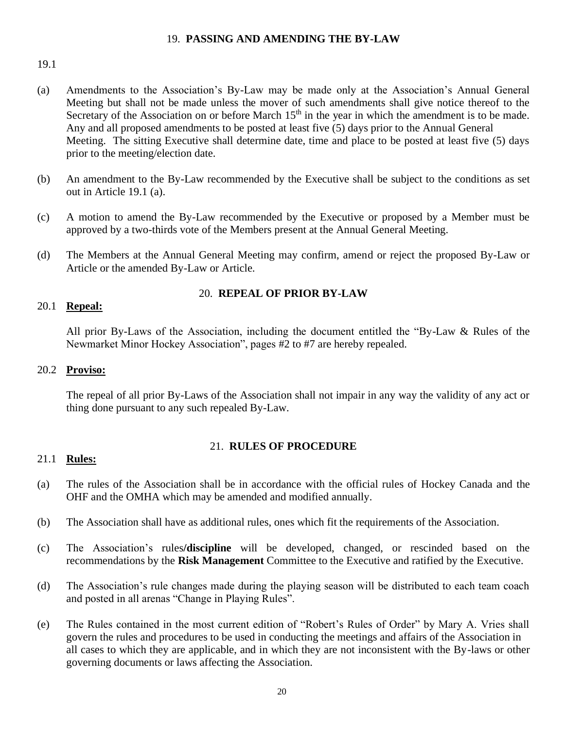## 19. PASSING AND AMENDING THE BY-LAW

19.1

(a) Amendments to the Association's By-Law may be made only at the Association's Annual General Meeting but shall not be made unless the mover of such amendments shall give notice thereof to the Secretary of the Association on or before March 15th in the year in which the amendment is to be made. Any and all proposed amendments to be posted at least five (5) days prior to the Annual General Meeting. The sitting Executive shall determine date, time and place to be posted at least five (5) days prior to the meeting/election date.

(b) An amendment to the By-Law recommended by the Executive shall be subject to the conditions as set out in Article 19.1 (a).

(c) A motion to amend the By-Law recommended by the Executive or proposed by a Member must be approved by a two-thirds vote of the Members present at the Annual General Meeting.

(d) The Members at the Annual General Meeting may confirm, amend or reject the proposed By-Law or Article or the amended By-Law or Article.

## 20. REPEAL OF PRIOR BY-LAW

20.1 **Repeal:**

All prior By-Laws of the Association, including the document entitled the "By-Law & Rules of the Newmarket Minor Hockey Association", pages #2 to #7 are hereby repealed.

20.2 **Proviso:**

The repeal of all prior By-Laws of the Association shall not impair in any way the validity of any act or thing done pursuant to any such repealed By-Law.

## 21. RULES OF PROCEDURE

21.1 **Rules:**

(a) The rules of the Association shall be in accordance with the official rules of Hockey Canada and the OHF and the OMHA which may be amended and modified annually.

(b) The Association shall have as additional rules, ones which fit the requirements of the Association.

(c) The Association's rules**/discipline** will be developed, changed, or rescinded based on the recommendations by the **Risk Management** Committee to the Executive and ratified by the Executive.

(d) The Association's rule changes made during the playing season will be distributed to each team coach and posted in all arenas "Change in Playing Rules".

(e) The Rules contained in the most current edition of "Robert's Rules of Order" by Mary A. Vries shall govern the rules and procedures to be used in conducting the meetings and affairs of the Association in all cases to which they are applicable, and in which they are not inconsistent with the By-laws or other governing documents or laws affecting the Association.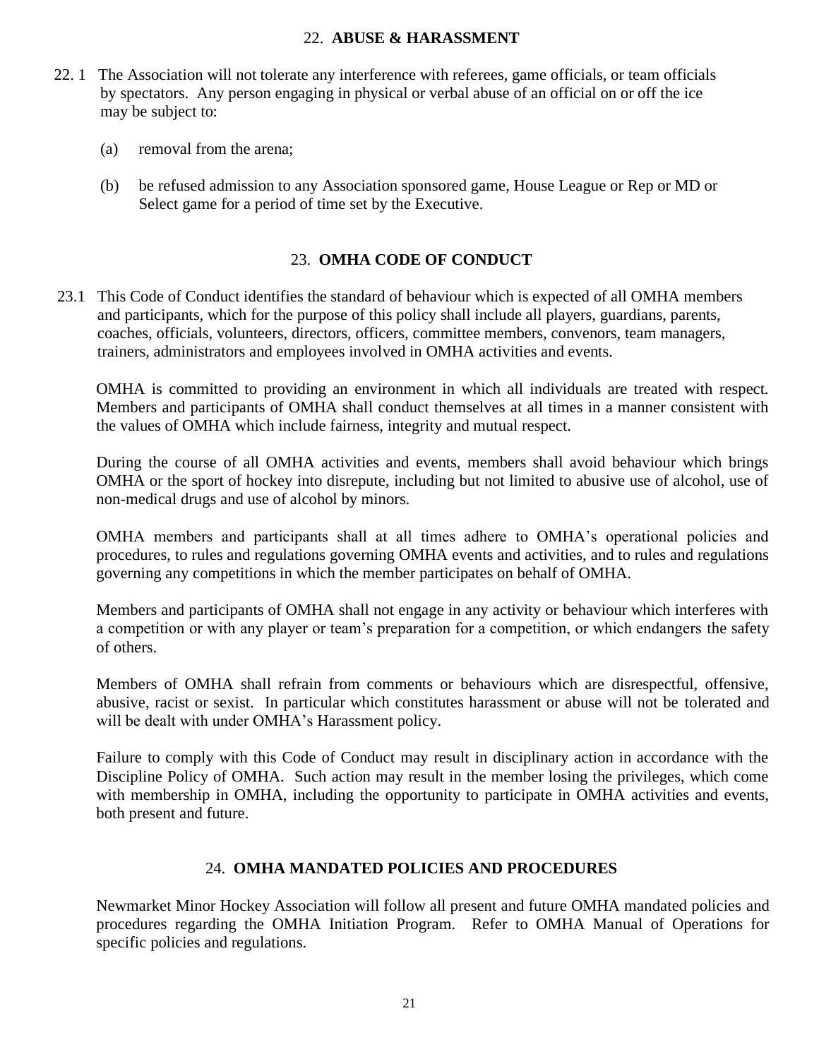## 22. **ABUSE & HARASSMENT**

22.1 The Association will not tolerate any interference with referees, game officials, or team officials by spectators. Any person engaging in physical or verbal abuse of an official on or off the ice may be subject to:

(a) removal from the arena;

(b) be refused admission to any Association sponsored game, House League or Rep or MD or Select game for a period of time set by the Executive.

## 23. **OMHA CODE OF CONDUCT**

23.1 This Code of Conduct identifies the standard of behaviour which is expected of all OMHA members and participants, which for the purpose of this policy shall include all players, guardians, parents, coaches, officials, volunteers, directors, officers, committee members, convenors, team managers, trainers, administrators and employees involved in OMHA activities and events.

OMHA is committed to providing an environment in which all individuals are treated with respect. Members and participants of OMHA shall conduct themselves at all times in a manner consistent with the values of OMHA which include fairness, integrity and mutual respect.

During the course of all OMHA activities and events, members shall avoid behaviour which brings OMHA or the sport of hockey into disrepute, including but not limited to abusive use of alcohol, use of non-medical drugs and use of alcohol by minors.

OMHA members and participants shall at all times adhere to OMHA's operational policies and procedures, to rules and regulations governing OMHA events and activities, and to rules and regulations governing any competitions in which the member participates on behalf of OMHA.

Members and participants of OMHA shall not engage in any activity or behaviour which interferes with a competition or with any player or team's preparation for a competition, or which endangers the safety of others.

Members of OMHA shall refrain from comments or behaviours which are disrespectful, offensive, abusive, racist or sexist. In particular which constitutes harassment or abuse will not be tolerated and will be dealt with under OMHA's Harassment policy.

Failure to comply with this Code of Conduct may result in disciplinary action in accordance with the Discipline Policy of OMHA. Such action may result in the member losing the privileges, which come with membership in OMHA, including the opportunity to participate in OMHA activities and events, both present and future.

## 24. **OMHA MANDATED POLICIES AND PROCEDURES**

Newmarket Minor Hockey Association will follow all present and future OMHA mandated policies and procedures regarding the OMHA Initiation Program. Refer to OMHA Manual of Operations for specific policies and regulations.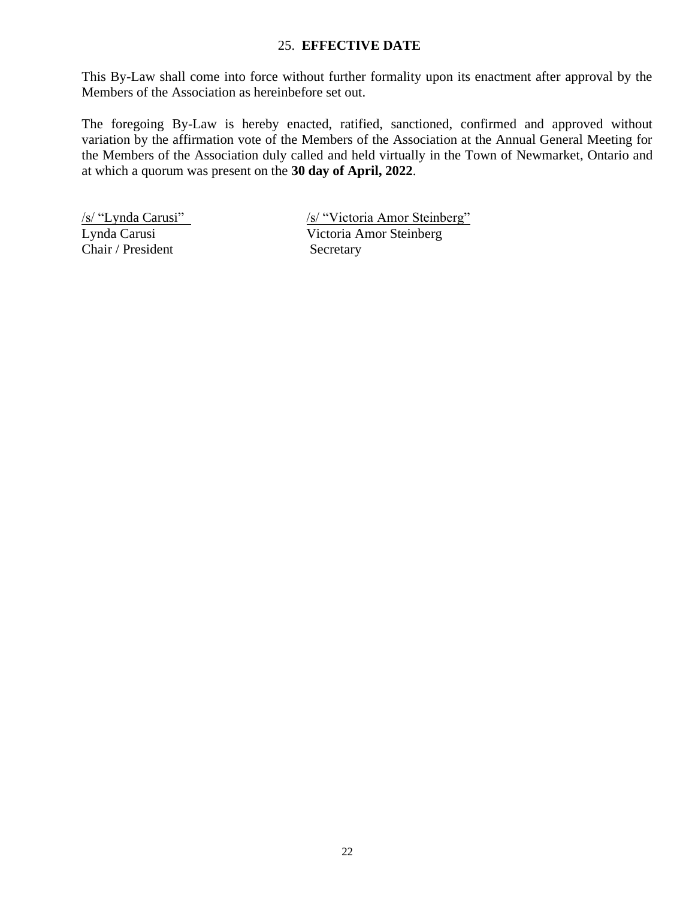## 25. **EFFECTIVE DATE**

This By-Law shall come into force without further formality upon its enactment after approval by the Members of the Association as hereinbefore set out.

The foregoing By-Law is hereby enacted, ratified, sanctioned, confirmed and approved without variation by the affirmation vote of the Members of the Association at the Annual General Meeting for the Members of the Association duly called and held virtually in the Town of Newmarket, Ontario and at which a quorum was present on the **30 day of April, 2022**.

| | |
|---|---|
| /s/ "Lynda Carusi" | /s/ "Victoria Amor Steinberg" |
| Lynda Carusi | Victoria Amor Steinberg |
| Chair / President | Secretary |